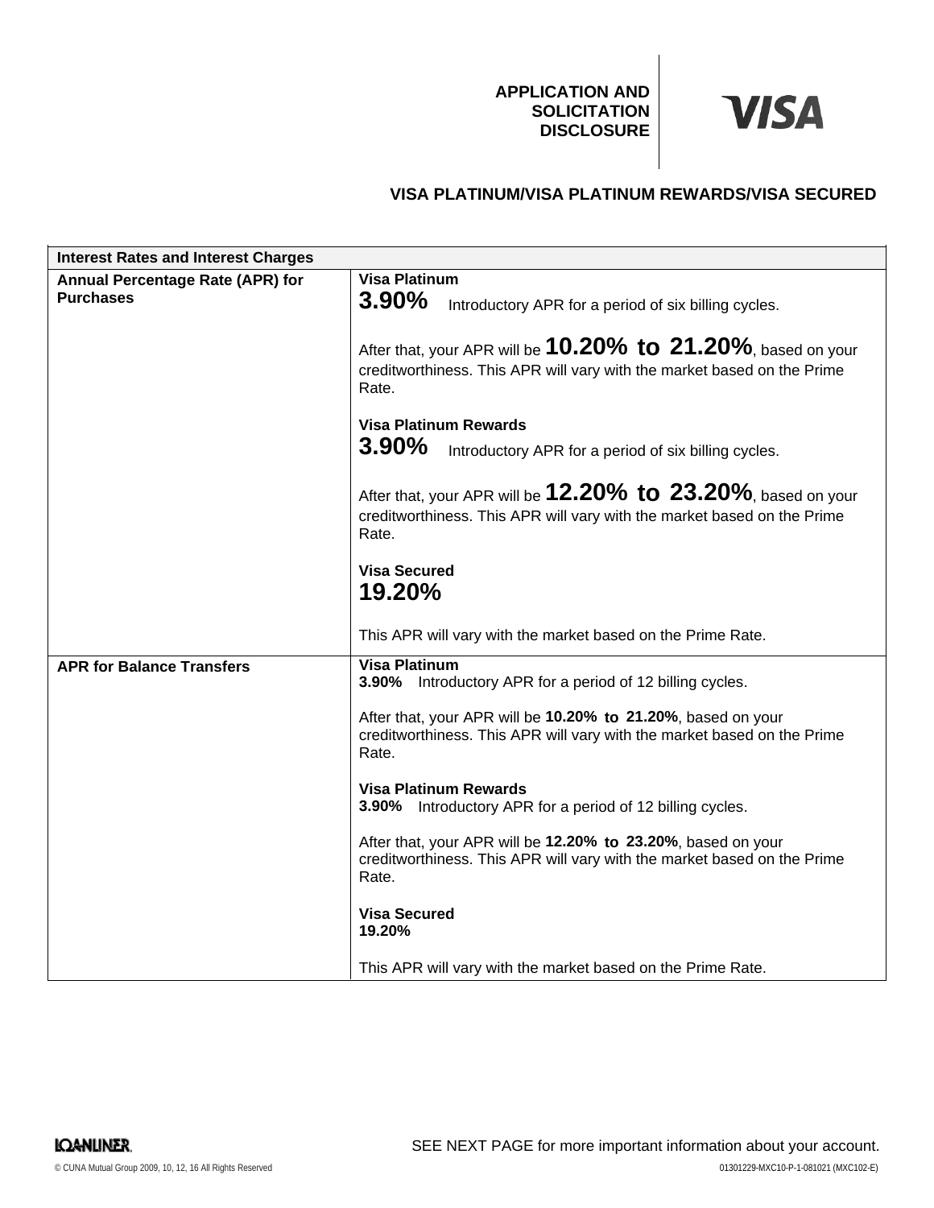## APPLICATION AND SOLICITATION DISCLOSURE

VISA

### VISA PLATINUM/VISA PLATINUM REWARDS/VISA SECURED

| Interest Rates and Interest Charges | |
|---|---|
| **Annual Percentage Rate (APR) for Purchases** | **Visa Platinum**<br>**3.90%** Introductory APR for a period of six billing cycles.<br><br>After that, your APR will be **10.20% to 21.20%**, based on your creditworthiness. This APR will vary with the market based on the Prime Rate.<br><br>**Visa Platinum Rewards**<br>**3.90%** Introductory APR for a period of six billing cycles.<br><br>After that, your APR will be **12.20% to 23.20%**, based on your creditworthiness. This APR will vary with the market based on the Prime Rate.<br><br>**Visa Secured**<br>**19.20%**<br><br>This APR will vary with the market based on the Prime Rate. |
| **APR for Balance Transfers** | **Visa Platinum**<br>**3.90%** Introductory APR for a period of 12 billing cycles.<br><br>After that, your APR will be **10.20% to 21.20%**, based on your creditworthiness. This APR will vary with the market based on the Prime Rate.<br><br>**Visa Platinum Rewards**<br>**3.90%** Introductory APR for a period of 12 billing cycles.<br><br>After that, your APR will be **12.20% to 23.20%**, based on your creditworthiness. This APR will vary with the market based on the Prime Rate.<br><br>**Visa Secured**<br>**19.20%**<br><br>This APR will vary with the market based on the Prime Rate. |

LOANLINER.

SEE NEXT PAGE for more important information about your account.

© CUNA Mutual Group 2009, 10, 12, 16 All Rights Reserved

01301229-MXC10-P-1-081021 (MXC102-E)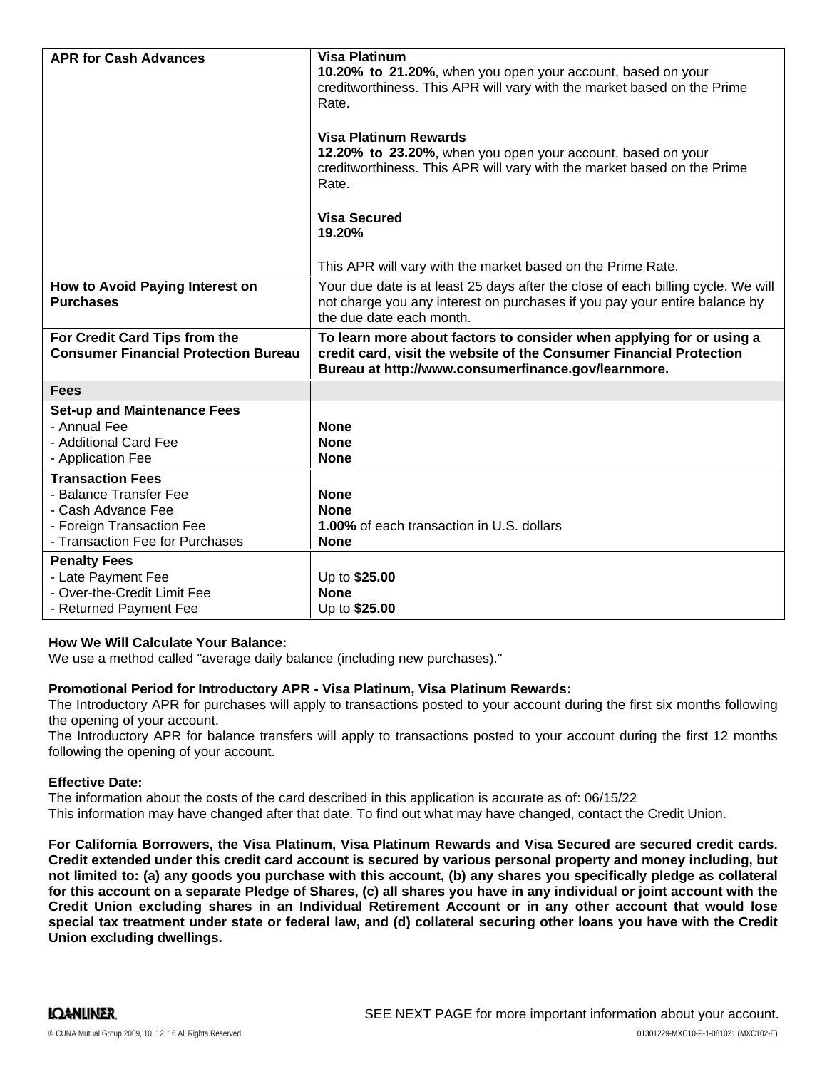| | |
|---|---|
| **APR for Cash Advances** | **Visa Platinum**<br>**10.20% to 21.20%**, when you open your account, based on your creditworthiness. This APR will vary with the market based on the Prime Rate.<br><br>**Visa Platinum Rewards**<br>**12.20% to 23.20%**, when you open your account, based on your creditworthiness. This APR will vary with the market based on the Prime Rate.<br><br>**Visa Secured**<br>**19.20%**<br><br>This APR will vary with the market based on the Prime Rate. |
| **How to Avoid Paying Interest on Purchases** | Your due date is at least 25 days after the close of each billing cycle. We will not charge you any interest on purchases if you pay your entire balance by the due date each month. |
| **For Credit Card Tips from the Consumer Financial Protection Bureau** | **To learn more about factors to consider when applying for or using a credit card, visit the website of the Consumer Financial Protection Bureau at http://www.consumerfinance.gov/learnmore.** |
| **Fees** | |
| **Set-up and Maintenance Fees**<br>- Annual Fee<br>- Additional Card Fee<br>- Application Fee | <br>**None**<br>**None**<br>**None** |
| **Transaction Fees**<br>- Balance Transfer Fee<br>- Cash Advance Fee<br>- Foreign Transaction Fee<br>- Transaction Fee for Purchases | <br>**None**<br>**None**<br>**1.00%** of each transaction in U.S. dollars<br>**None** |
| **Penalty Fees**<br>- Late Payment Fee<br>- Over-the-Credit Limit Fee<br>- Returned Payment Fee | <br>Up to **$25.00**<br>**None**<br>Up to **$25.00** |

**How We Will Calculate Your Balance:**
We use a method called "average daily balance (including new purchases)."

**Promotional Period for Introductory APR - Visa Platinum, Visa Platinum Rewards:**
The Introductory APR for purchases will apply to transactions posted to your account during the first six months following the opening of your account.
The Introductory APR for balance transfers will apply to transactions posted to your account during the first 12 months following the opening of your account.

**Effective Date:**
The information about the costs of the card described in this application is accurate as of: 06/15/22
This information may have changed after that date. To find out what may have changed, contact the Credit Union.

**For California Borrowers, the Visa Platinum, Visa Platinum Rewards and Visa Secured are secured credit cards. Credit extended under this credit card account is secured by various personal property and money including, but not limited to: (a) any goods you purchase with this account, (b) any shares you specifically pledge as collateral for this account on a separate Pledge of Shares, (c) all shares you have in any individual or joint account with the Credit Union excluding shares in an Individual Retirement Account or in any other account that would lose special tax treatment under state or federal law, and (d) collateral securing other loans you have with the Credit Union excluding dwellings.**

SEE NEXT PAGE for more important information about your account.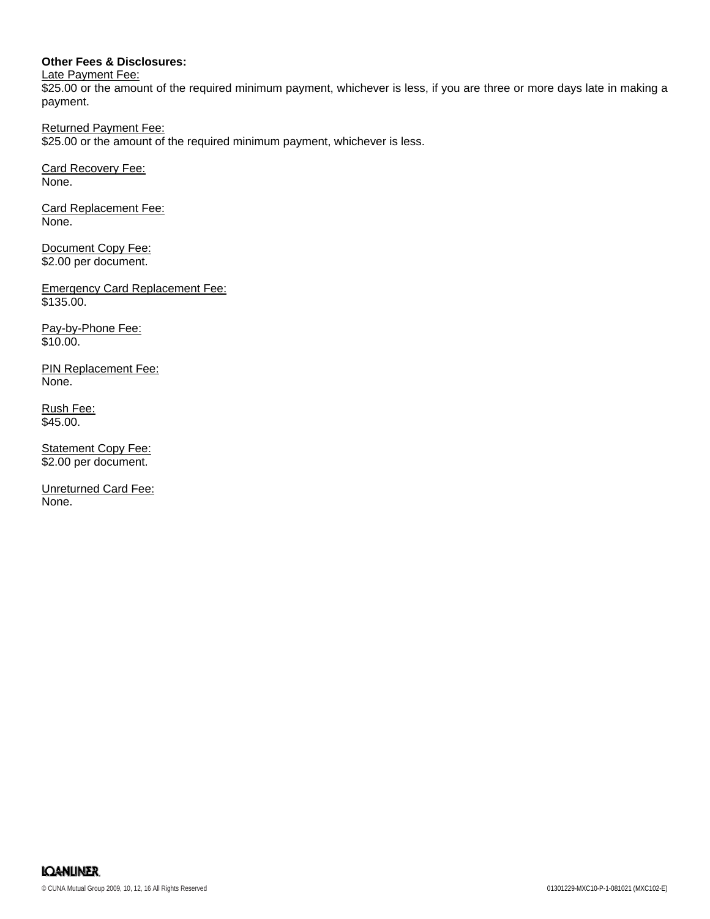**Other Fees & Disclosures:**

Late Payment Fee:
$25.00 or the amount of the required minimum payment, whichever is less, if you are three or more days late in making a payment.

Returned Payment Fee:
$25.00 or the amount of the required minimum payment, whichever is less.

Card Recovery Fee:
None.

Card Replacement Fee:
None.

Document Copy Fee:
$2.00 per document.

Emergency Card Replacement Fee:
$135.00.

Pay-by-Phone Fee:
$10.00.

PIN Replacement Fee:
None.

Rush Fee:
$45.00.

Statement Copy Fee:
$2.00 per document.

Unreturned Card Fee:
None.

LOANLINER.

© CUNA Mutual Group 2009, 10, 12, 16 All Rights Reserved

01301229-MXC10-P-1-081021 (MXC102-E)